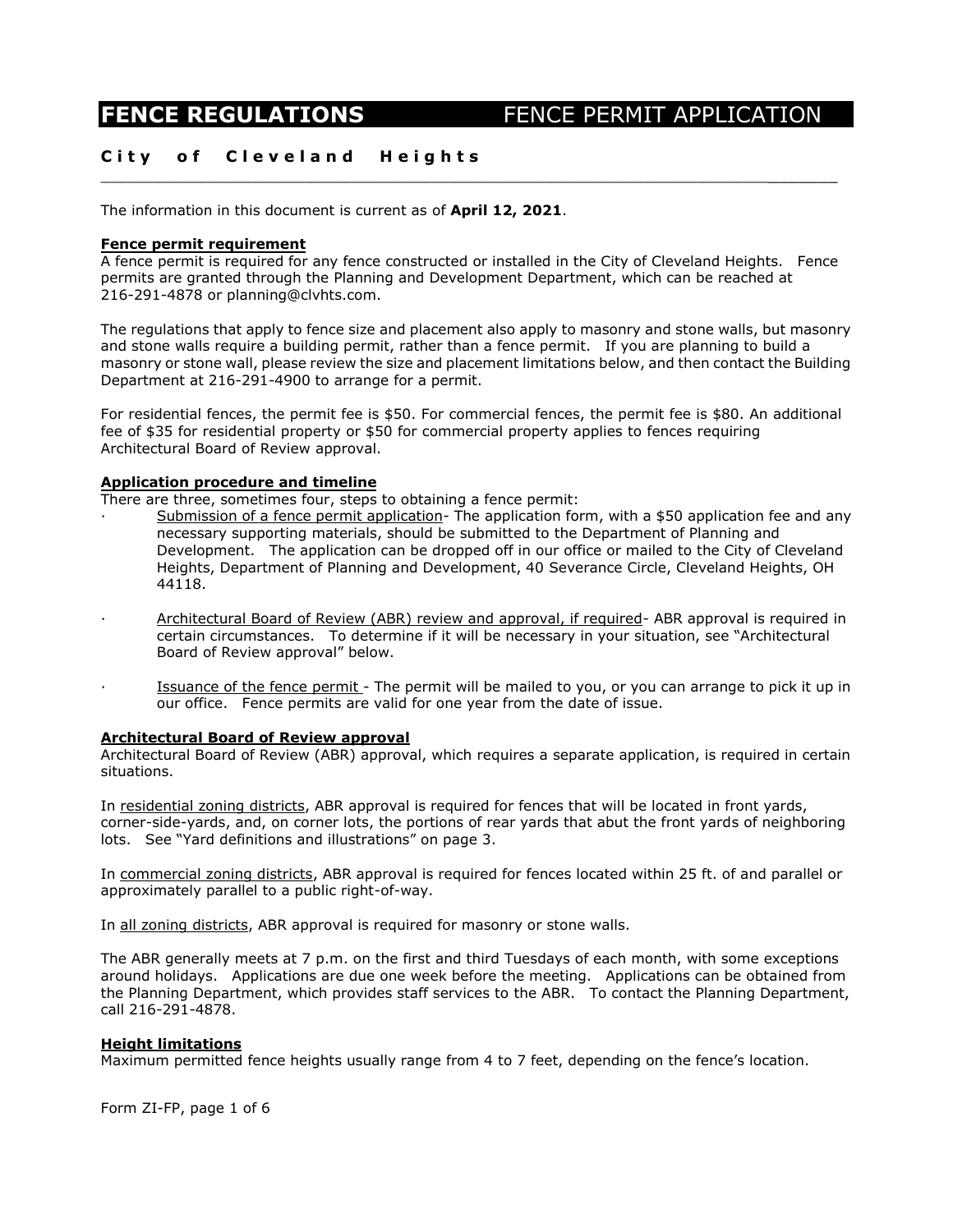# FENCE REGULATIONS FENCE PERMIT APPLICATION

## City of Cleveland Heights

The information in this document is current as of **April 12, 2021**.

### Fence permit requirement

A fence permit is required for any fence constructed or installed in the City of Cleveland Heights. Fence permits are granted through the Planning and Development Department, which can be reached at 216-291-4878 or planning@clvhts.com.

The regulations that apply to fence size and placement also apply to masonry and stone walls, but masonry and stone walls require a building permit, rather than a fence permit. If you are planning to build a masonry or stone wall, please review the size and placement limitations below, and then contact the Building Department at 216-291-4900 to arrange for a permit.

For residential fences, the permit fee is $50. For commercial fences, the permit fee is $80. An additional fee of $35 for residential property or $50 for commercial property applies to fences requiring Architectural Board of Review approval.

### Application procedure and timeline

There are three, sometimes four, steps to obtaining a fence permit:

- Submission of a fence permit application- The application form, with a $50 application fee and any necessary supporting materials, should be submitted to the Department of Planning and Development. The application can be dropped off in our office or mailed to the City of Cleveland Heights, Department of Planning and Development, 40 Severance Circle, Cleveland Heights, OH 44118.
- Architectural Board of Review (ABR) review and approval, if required- ABR approval is required in certain circumstances. To determine if it will be necessary in your situation, see "Architectural Board of Review approval" below.
- Issuance of the fence permit - The permit will be mailed to you, or you can arrange to pick it up in our office. Fence permits are valid for one year from the date of issue.

### Architectural Board of Review approval

Architectural Board of Review (ABR) approval, which requires a separate application, is required in certain situations.

In residential zoning districts, ABR approval is required for fences that will be located in front yards, corner-side-yards, and, on corner lots, the portions of rear yards that abut the front yards of neighboring lots. See "Yard definitions and illustrations" on page 3.

In commercial zoning districts, ABR approval is required for fences located within 25 ft. of and parallel or approximately parallel to a public right-of-way.

In all zoning districts, ABR approval is required for masonry or stone walls.

The ABR generally meets at 7 p.m. on the first and third Tuesdays of each month, with some exceptions around holidays. Applications are due one week before the meeting. Applications can be obtained from the Planning Department, which provides staff services to the ABR. To contact the Planning Department, call 216-291-4878.

### Height limitations

Maximum permitted fence heights usually range from 4 to 7 feet, depending on the fence's location.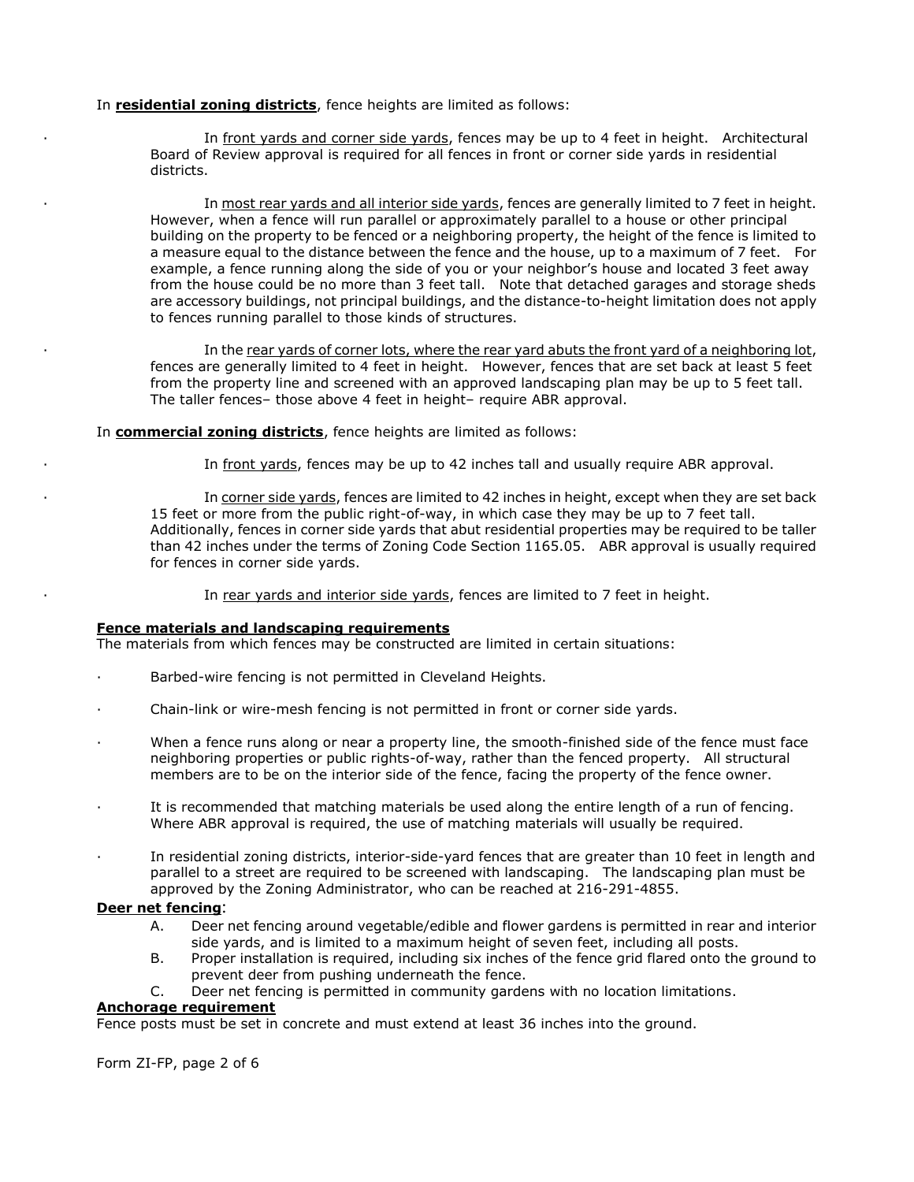In **residential zoning districts**, fence heights are limited as follows:

- In front yards and corner side yards, fences may be up to 4 feet in height. Architectural Board of Review approval is required for all fences in front or corner side yards in residential districts.
- In most rear yards and all interior side yards, fences are generally limited to 7 feet in height. However, when a fence will run parallel or approximately parallel to a house or other principal building on the property to be fenced or a neighboring property, the height of the fence is limited to a measure equal to the distance between the fence and the house, up to a maximum of 7 feet. For example, a fence running along the side of you or your neighbor's house and located 3 feet away from the house could be no more than 3 feet tall. Note that detached garages and storage sheds are accessory buildings, not principal buildings, and the distance-to-height limitation does not apply to fences running parallel to those kinds of structures.
- In the rear yards of corner lots, where the rear yard abuts the front yard of a neighboring lot, fences are generally limited to 4 feet in height. However, fences that are set back at least 5 feet from the property line and screened with an approved landscaping plan may be up to 5 feet tall. The taller fences– those above 4 feet in height– require ABR approval.

In **commercial zoning districts**, fence heights are limited as follows:

- In front yards, fences may be up to 42 inches tall and usually require ABR approval.
- In corner side yards, fences are limited to 42 inches in height, except when they are set back 15 feet or more from the public right-of-way, in which case they may be up to 7 feet tall. Additionally, fences in corner side yards that abut residential properties may be required to be taller than 42 inches under the terms of Zoning Code Section 1165.05. ABR approval is usually required for fences in corner side yards.
- In rear yards and interior side yards, fences are limited to 7 feet in height.

**Fence materials and landscaping requirements**

The materials from which fences may be constructed are limited in certain situations:

- Barbed-wire fencing is not permitted in Cleveland Heights.
- Chain-link or wire-mesh fencing is not permitted in front or corner side yards.
- When a fence runs along or near a property line, the smooth-finished side of the fence must face neighboring properties or public rights-of-way, rather than the fenced property. All structural members are to be on the interior side of the fence, facing the property of the fence owner.
- It is recommended that matching materials be used along the entire length of a run of fencing. Where ABR approval is required, the use of matching materials will usually be required.
- In residential zoning districts, interior-side-yard fences that are greater than 10 feet in length and parallel to a street are required to be screened with landscaping. The landscaping plan must be approved by the Zoning Administrator, who can be reached at 216-291-4855.

**Deer net fencing**:

A. Deer net fencing around vegetable/edible and flower gardens is permitted in rear and interior side yards, and is limited to a maximum height of seven feet, including all posts.

B. Proper installation is required, including six inches of the fence grid flared onto the ground to prevent deer from pushing underneath the fence.

C. Deer net fencing is permitted in community gardens with no location limitations.

**Anchorage requirement**

Fence posts must be set in concrete and must extend at least 36 inches into the ground.

Form ZI-FP, page 2 of 6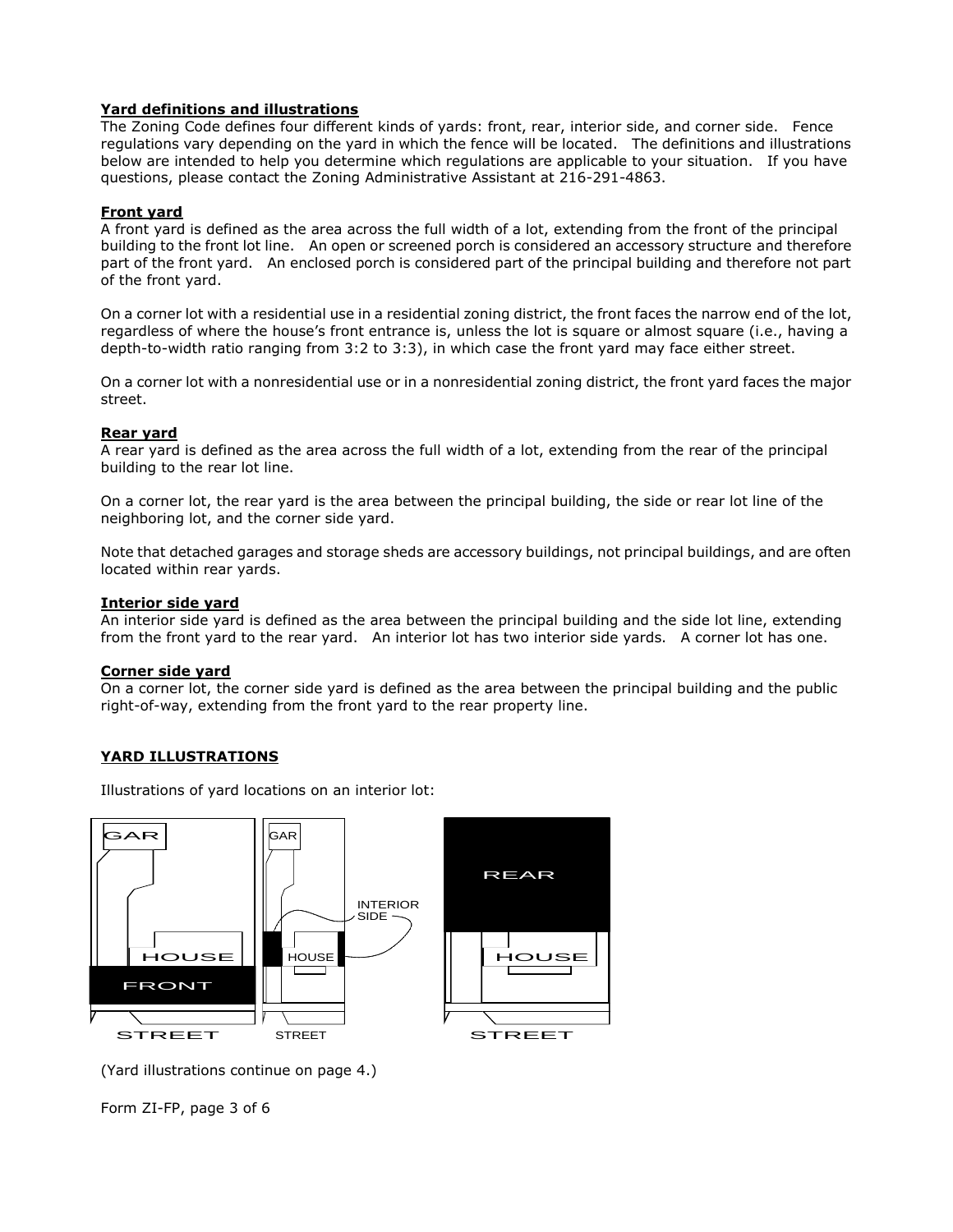**Yard definitions and illustrations**

The Zoning Code defines four different kinds of yards: front, rear, interior side, and corner side. Fence regulations vary depending on the yard in which the fence will be located. The definitions and illustrations below are intended to help you determine which regulations are applicable to your situation. If you have questions, please contact the Zoning Administrative Assistant at 216-291-4863.

**Front yard**

A front yard is defined as the area across the full width of a lot, extending from the front of the principal building to the front lot line. An open or screened porch is considered an accessory structure and therefore part of the front yard. An enclosed porch is considered part of the principal building and therefore not part of the front yard.

On a corner lot with a residential use in a residential zoning district, the front faces the narrow end of the lot, regardless of where the house's front entrance is, unless the lot is square or almost square (i.e., having a depth-to-width ratio ranging from 3:2 to 3:3), in which case the front yard may face either street.

On a corner lot with a nonresidential use or in a nonresidential zoning district, the front yard faces the major street.

**Rear yard**

A rear yard is defined as the area across the full width of a lot, extending from the rear of the principal building to the rear lot line.

On a corner lot, the rear yard is the area between the principal building, the side or rear lot line of the neighboring lot, and the corner side yard.

Note that detached garages and storage sheds are accessory buildings, not principal buildings, and are often located within rear yards.

**Interior side yard**

An interior side yard is defined as the area between the principal building and the side lot line, extending from the front yard to the rear yard. An interior lot has two interior side yards. A corner lot has one.

**Corner side yard**

On a corner lot, the corner side yard is defined as the area between the principal building and the public right-of-way, extending from the front yard to the rear property line.

**YARD ILLUSTRATIONS**

Illustrations of yard locations on an interior lot:

GAR
HOUSE
FRONT
STREET

GAR
HOUSE
INTERIOR SIDE
STREET

REAR
HOUSE
STREET

(Yard illustrations continue on page 4.)

Form ZI-FP, page 3 of 6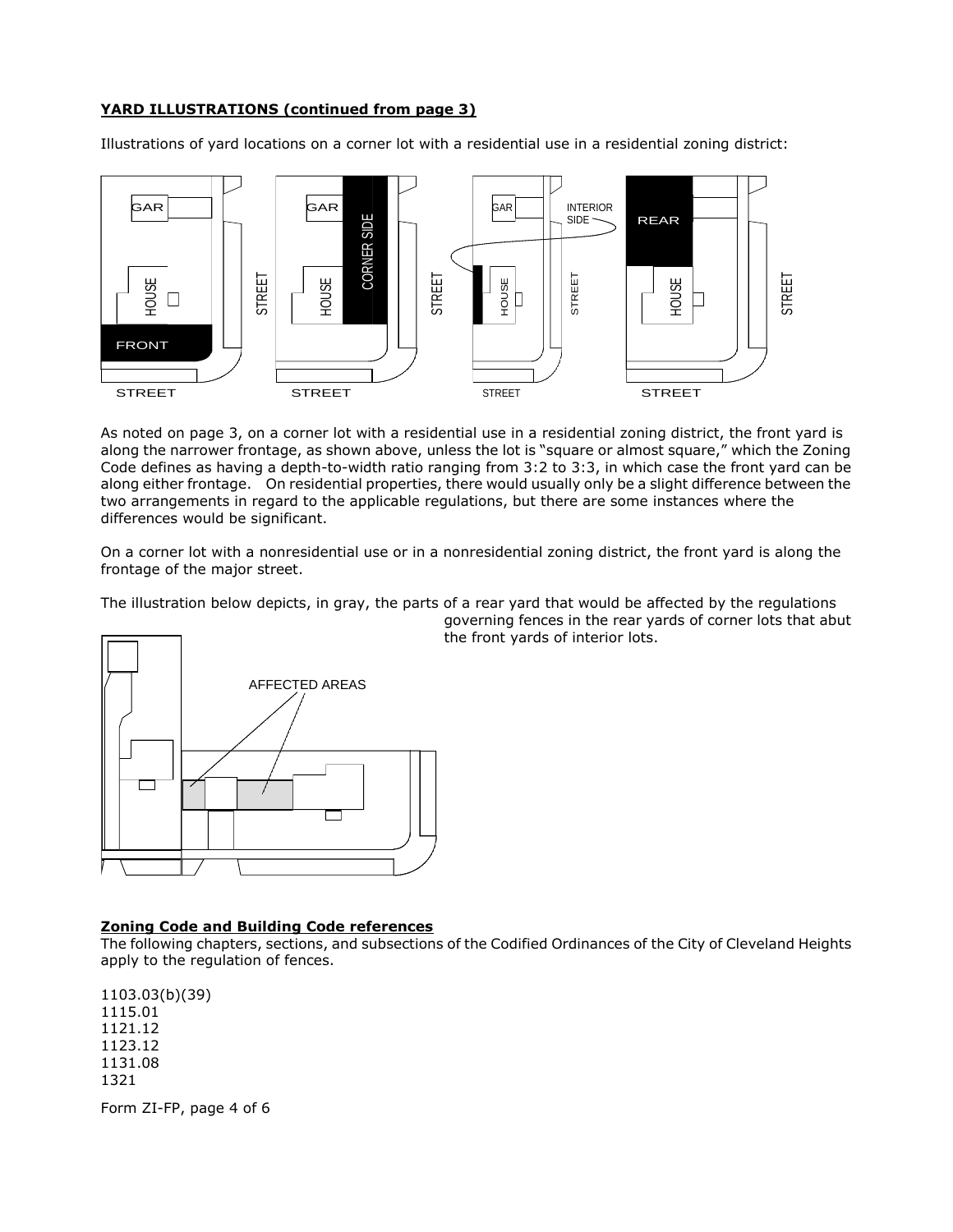**YARD ILLUSTRATIONS (continued from page 3)**

Illustrations of yard locations on a corner lot with a residential use in a residential zoning district:

GAR
HOUSE
FRONT
STREET
STREET

GAR
CORNER SIDE
HOUSE
STREET
STREET

GAR
INTERIOR SIDE
HOUSE
STREET
STREET

REAR
HOUSE
STREET
STREET

As noted on page 3, on a corner lot with a residential use in a residential zoning district, the front yard is along the narrower frontage, as shown above, unless the lot is "square or almost square," which the Zoning Code defines as having a depth-to-width ratio ranging from 3:2 to 3:3, in which case the front yard can be along either frontage. On residential properties, there would usually only be a slight difference between the two arrangements in regard to the applicable regulations, but there are some instances where the differences would be significant.

On a corner lot with a nonresidential use or in a nonresidential zoning district, the front yard is along the frontage of the major street.

The illustration below depicts, in gray, the parts of a rear yard that would be affected by the regulations governing fences in the rear yards of corner lots that abut the front yards of interior lots.

AFFECTED AREAS

**Zoning Code and Building Code references**

The following chapters, sections, and subsections of the Codified Ordinances of the City of Cleveland Heights apply to the regulation of fences.

1103.03(b)(39)
1115.01
1121.12
1123.12
1131.08
1321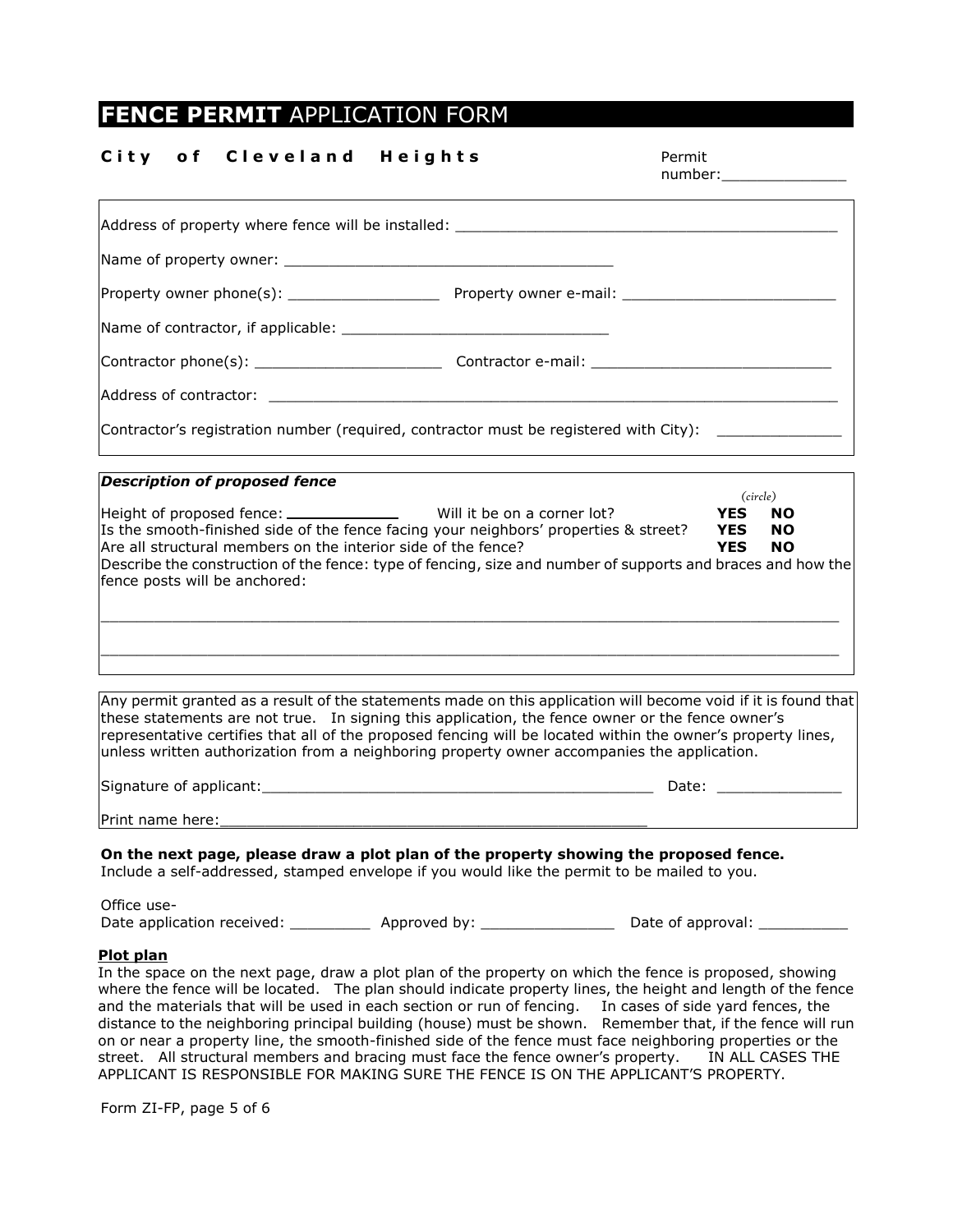# **FENCE PERMIT** APPLICATION FORM

**City of Cleveland Heights**

Permit number:______________

Address of property where fence will be installed: ____________________________________________

Name of property owner: _____________________________________

Property owner phone(s): _________________ Property owner e-mail: ________________________

Name of contractor, if applicable: ______________________________

Contractor phone(s): _____________________ Contractor e-mail: ___________________________

Address of contractor: ___________________________________________________________________

Contractor's registration number (required, contractor must be registered with City): ______________

***Description of proposed fence***

*(circle)*

Height of proposed fence: ____________ Will it be on a corner lot? **YES NO**

Is the smooth-finished side of the fence facing your neighbors' properties & street? **YES NO**

Are all structural members on the interior side of the fence? **YES NO**

Describe the construction of the fence: type of fencing, size and number of supports and braces and how the fence posts will be anchored:

_____________________________________________________________________________________

_____________________________________________________________________________________

Any permit granted as a result of the statements made on this application will become void if it is found that these statements are not true. In signing this application, the fence owner or the fence owner's representative certifies that all of the proposed fencing will be located within the owner's property lines, unless written authorization from a neighboring property owner accompanies the application.

Signature of applicant:_____________________________________________ Date: ______________

Print name here:_________________________________________________

**On the next page, please draw a plot plan of the property showing the proposed fence.**
Include a self-addressed, stamped envelope if you would like the permit to be mailed to you.

Office use-
Date application received: _________ Approved by: _______________ Date of approval: __________

**Plot plan**

In the space on the next page, draw a plot plan of the property on which the fence is proposed, showing where the fence will be located. The plan should indicate property lines, the height and length of the fence and the materials that will be used in each section or run of fencing. In cases of side yard fences, the distance to the neighboring principal building (house) must be shown. Remember that, if the fence will run on or near a property line, the smooth-finished side of the fence must face neighboring properties or the street. All structural members and bracing must face the fence owner's property. IN ALL CASES THE APPLICANT IS RESPONSIBLE FOR MAKING SURE THE FENCE IS ON THE APPLICANT'S PROPERTY.

Form ZI-FP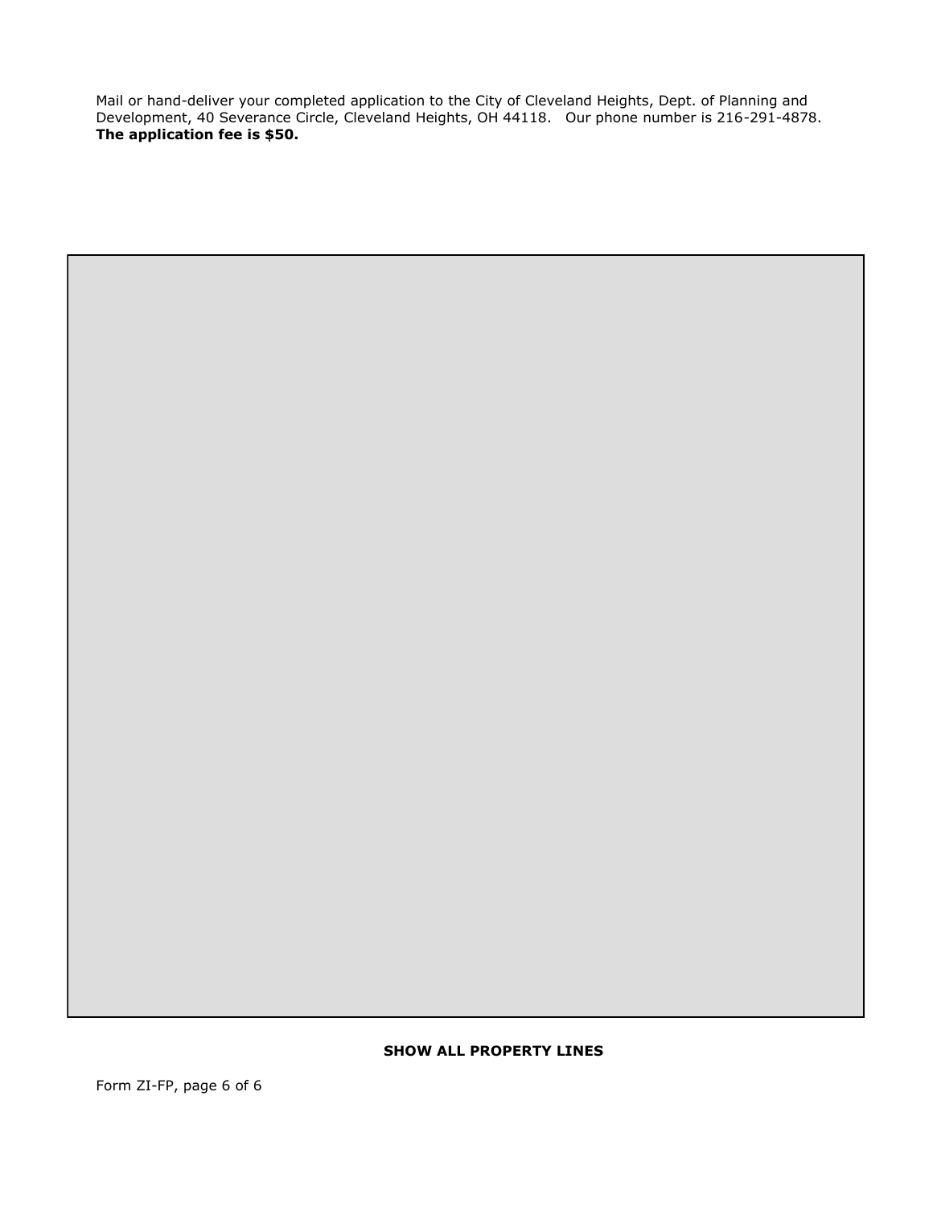Mail or hand-deliver your completed application to the City of Cleveland Heights, Dept. of Planning and Development, 40 Severance Circle, Cleveland Heights, OH 44118. Our phone number is 216-291-4878.
**The application fee is $50.**

**SHOW ALL PROPERTY LINES**

Form ZI-FP, page 6 of 6